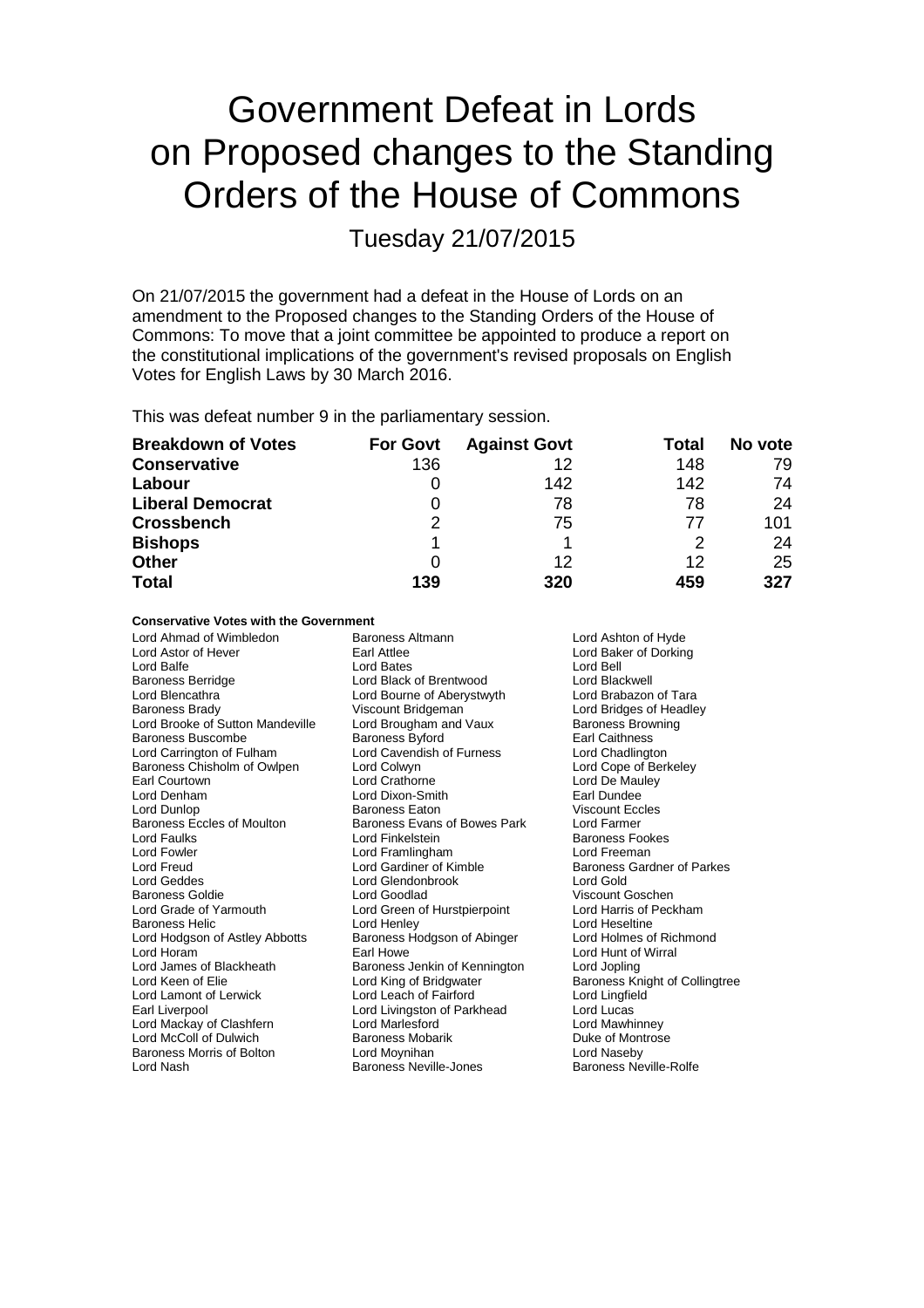# Government Defeat in Lords on Proposed changes to the Standing Orders of the House of Commons

Tuesday 21/07/2015

On 21/07/2015 the government had a defeat in the House of Lords on an amendment to the Proposed changes to the Standing Orders of the House of Commons: To move that a joint committee be appointed to produce a report on the constitutional implications of the government's revised proposals on English Votes for English Laws by 30 March 2016.

This was defeat number 9 in the parliamentary session.

| Breakdown of Votes | For Govt | Against Govt | Total | No vote |
|---|---|---|---|---|
| **Conservative** | 136 | 12 | 148 | 79 |
| **Labour** | 0 | 142 | 142 | 74 |
| **Liberal Democrat** | 0 | 78 | 78 | 24 |
| **Crossbench** | 2 | 75 | 77 | 101 |
| **Bishops** | 1 | 1 | 2 | 24 |
| **Other** | 0 | 12 | 12 | 25 |
| **Total** | **139** | **320** | **459** | **327** |

**Conservative Votes with the Government**

Lord Ahmad of Wimbledon
Baroness Altmann
Lord Ashton of Hyde
Lord Astor of Hever
Earl Attlee
Lord Baker of Dorking
Lord Balfe
Lord Bates
Lord Bell
Baroness Berridge
Lord Black of Brentwood
Lord Blackwell
Lord Blencathra
Lord Bourne of Aberystwyth
Lord Brabazon of Tara
Baroness Brady
Viscount Bridgeman
Lord Bridges of Headley
Lord Brooke of Sutton Mandeville
Lord Brougham and Vaux
Baroness Browning
Baroness Buscombe
Baroness Byford
Earl Caithness
Lord Carrington of Fulham
Lord Cavendish of Furness
Lord Chadlington
Baroness Chisholm of Owlpen
Lord Colwyn
Lord Cope of Berkeley
Earl Courtown
Lord Crathorne
Lord De Mauley
Lord Denham
Lord Dixon-Smith
Earl Dundee
Lord Dunlop
Baroness Eaton
Viscount Eccles
Baroness Eccles of Moulton
Baroness Evans of Bowes Park
Lord Farmer
Lord Faulks
Lord Finkelstein
Baroness Fookes
Lord Fowler
Lord Framlingham
Lord Freeman
Lord Freud
Lord Gardiner of Kimble
Baroness Gardner of Parkes
Lord Geddes
Lord Glendonbrook
Lord Gold
Baroness Goldie
Lord Goodlad
Viscount Goschen
Lord Grade of Yarmouth
Lord Green of Hurstpierpoint
Lord Harris of Peckham
Baroness Helic
Lord Henley
Lord Heseltine
Lord Hodgson of Astley Abbotts
Baroness Hodgson of Abinger
Lord Holmes of Richmond
Lord Horam
Earl Howe
Lord Hunt of Wirral
Lord James of Blackheath
Baroness Jenkin of Kennington
Lord Jopling
Lord Keen of Elie
Lord King of Bridgwater
Baroness Knight of Collingtree
Lord Lamont of Lerwick
Lord Leach of Fairford
Lord Lingfield
Earl Liverpool
Lord Livingston of Parkhead
Lord Lucas
Lord Mackay of Clashfern
Lord Marlesford
Lord Mawhinney
Lord McColl of Dulwich
Baroness Mobarik
Duke of Montrose
Baroness Morris of Bolton
Lord Moynihan
Lord Naseby
Lord Nash
Baroness Neville-Jones
Baroness Neville-Rolfe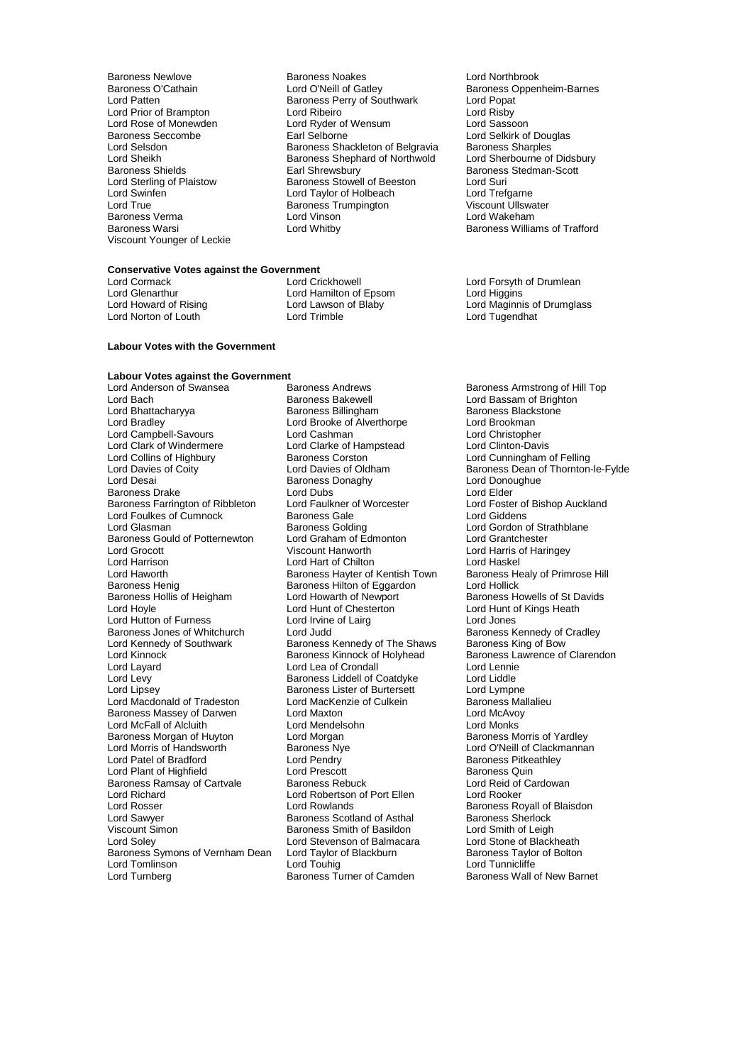Baroness Newlove
Baroness Noakes
Lord Northbrook
Baroness O'Cathain
Lord O'Neill of Gatley
Baroness Oppenheim-Barnes
Lord Patten
Baroness Perry of Southwark
Lord Popat
Lord Prior of Brampton
Lord Ribeiro
Lord Risby
Lord Rose of Monewden
Lord Ryder of Wensum
Lord Sassoon
Baroness Seccombe
Earl Selborne
Lord Selkirk of Douglas
Lord Selsdon
Baroness Shackleton of Belgravia
Baroness Sharples
Lord Sheikh
Baroness Shephard of Northwold
Lord Sherbourne of Didsbury
Baroness Shields
Earl Shrewsbury
Baroness Stedman-Scott
Lord Sterling of Plaistow
Baroness Stowell of Beeston
Lord Suri
Lord Swinfen
Lord Taylor of Holbeach
Lord Trefgarne
Lord True
Baroness Trumpington
Viscount Ullswater
Baroness Verma
Lord Vinson
Lord Wakeham
Baroness Warsi
Lord Whitby
Baroness Williams of Trafford
Viscount Younger of Leckie

**Conservative Votes against the Government**

Lord Cormack
Lord Crickhowell
Lord Forsyth of Drumlean
Lord Glenarthur
Lord Hamilton of Epsom
Lord Higgins
Lord Howard of Rising
Lord Lawson of Blaby
Lord Maginnis of Drumglass
Lord Norton of Louth
Lord Trimble
Lord Tugendhat

**Labour Votes with the Government**

**Labour Votes against the Government**

Lord Anderson of Swansea
Baroness Andrews
Baroness Armstrong of Hill Top
Lord Bach
Baroness Bakewell
Lord Bassam of Brighton
Lord Bhattacharyya
Baroness Billingham
Baroness Blackstone
Lord Bradley
Lord Brooke of Alverthorpe
Lord Brookman
Lord Campbell-Savours
Lord Cashman
Lord Christopher
Lord Clark of Windermere
Lord Clarke of Hampstead
Lord Clinton-Davis
Lord Collins of Highbury
Baroness Corston
Lord Cunningham of Felling
Lord Davies of Coity
Lord Davies of Oldham
Baroness Dean of Thornton-le-Fylde
Lord Desai
Baroness Donaghy
Lord Donoughue
Baroness Drake
Lord Dubs
Lord Elder
Baroness Farrington of Ribbleton
Lord Faulkner of Worcester
Lord Foster of Bishop Auckland
Lord Foulkes of Cumnock
Baroness Gale
Lord Giddens
Lord Glasman
Baroness Golding
Lord Gordon of Strathblane
Baroness Gould of Potternewton
Lord Graham of Edmonton
Lord Grantchester
Lord Grocott
Viscount Hanworth
Lord Harris of Haringey
Lord Harrison
Lord Hart of Chilton
Lord Haskel
Lord Haworth
Baroness Hayter of Kentish Town
Baroness Healy of Primrose Hill
Baroness Henig
Baroness Hilton of Eggardon
Lord Hollick
Baroness Hollis of Heigham
Lord Howarth of Newport
Baroness Howells of St Davids
Lord Hoyle
Lord Hunt of Chesterton
Lord Hunt of Kings Heath
Lord Hutton of Furness
Lord Irvine of Lairg
Lord Jones
Baroness Jones of Whitchurch
Lord Judd
Baroness Kennedy of Cradley
Lord Kennedy of Southwark
Baroness Kennedy of The Shaws
Baroness King of Bow
Lord Kinnock
Baroness Kinnock of Holyhead
Baroness Lawrence of Clarendon
Lord Layard
Lord Lea of Crondall
Lord Lennie
Lord Levy
Baroness Liddell of Coatdyke
Lord Liddle
Lord Lipsey
Baroness Lister of Burtersett
Lord Lympne
Lord Macdonald of Tradeston
Lord MacKenzie of Culkein
Baroness Mallalieu
Baroness Massey of Darwen
Lord Maxton
Lord McAvoy
Lord McFall of Alcluith
Lord Mendelsohn
Lord Monks
Baroness Morgan of Huyton
Lord Morgan
Baroness Morris of Yardley
Lord Morris of Handsworth
Baroness Nye
Lord O'Neill of Clackmannan
Lord Patel of Bradford
Lord Pendry
Baroness Pitkeathley
Lord Plant of Highfield
Lord Prescott
Baroness Quin
Baroness Ramsay of Cartvale
Baroness Rebuck
Lord Reid of Cardowan
Lord Richard
Lord Robertson of Port Ellen
Lord Rooker
Lord Rosser
Lord Rowlands
Baroness Royall of Blaisdon
Lord Sawyer
Baroness Scotland of Asthal
Baroness Sherlock
Viscount Simon
Baroness Smith of Basildon
Lord Smith of Leigh
Lord Soley
Lord Stevenson of Balmacara
Lord Stone of Blackheath
Baroness Symons of Vernham Dean
Lord Taylor of Blackburn
Baroness Taylor of Bolton
Lord Tomlinson
Lord Touhig
Lord Tunnicliffe
Lord Turnberg
Baroness Turner of Camden
Baroness Wall of New Barnet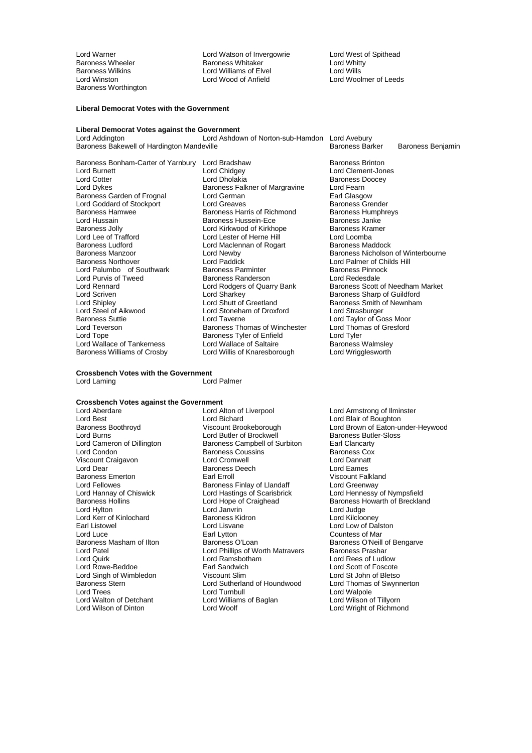Lord Warner
Lord Watson of Invergowrie
Lord West of Spithead
Baroness Wheeler
Baroness Whitaker
Lord Whitty
Baroness Wilkins
Lord Williams of Elvel
Lord Wills
Lord Winston
Lord Wood of Anfield
Lord Woolmer of Leeds
Baroness Worthington

**Liberal Democrat Votes with the Government**

**Liberal Democrat Votes against the Government**

Lord Addington
Lord Ashdown of Norton-sub-Hamdon
Lord Avebury
Baroness Bakewell of Hardington Mandeville
Baroness Barker
Baroness Benjamin
Baroness Bonham-Carter of Yarnbury
Lord Bradshaw
Baroness Brinton
Lord Burnett
Lord Chidgey
Lord Clement-Jones
Lord Cotter
Lord Dholakia
Baroness Doocey
Lord Dykes
Baroness Falkner of Margravine
Lord Fearn
Baroness Garden of Frognal
Lord German
Earl Glasgow
Lord Goddard of Stockport
Lord Greaves
Baroness Grender
Baroness Hamwee
Baroness Harris of Richmond
Baroness Humphreys
Lord Hussain
Baroness Hussein-Ece
Baroness Janke
Baroness Jolly
Lord Kirkwood of Kirkhope
Baroness Kramer
Lord Lee of Trafford
Lord Lester of Herne Hill
Lord Loomba
Baroness Ludford
Lord Maclennan of Rogart
Baroness Maddock
Baroness Manzoor
Lord Newby
Baroness Nicholson of Winterbourne
Baroness Northover
Lord Paddick
Lord Palmer of Childs Hill
Lord Palumbo of Southwark
Baroness Parminter
Baroness Pinnock
Lord Purvis of Tweed
Baroness Randerson
Lord Redesdale
Lord Rennard
Lord Rodgers of Quarry Bank
Baroness Scott of Needham Market
Lord Scriven
Lord Sharkey
Baroness Sharp of Guildford
Lord Shipley
Lord Shutt of Greetland
Baroness Smith of Newnham
Lord Steel of Aikwood
Lord Stoneham of Droxford
Lord Strasburger
Baroness Suttie
Lord Taverne
Lord Taylor of Goss Moor
Lord Teverson
Baroness Thomas of Winchester
Lord Thomas of Gresford
Lord Tope
Baroness Tyler of Enfield
Lord Tyler
Lord Wallace of Tankerness
Lord Wallace of Saltaire
Baroness Walmsley
Baroness Williams of Crosby
Lord Willis of Knaresborough
Lord Wrigglesworth

**Crossbench Votes with the Government**

Lord Laming
Lord Palmer

**Crossbench Votes against the Government**

Lord Aberdare
Lord Alton of Liverpool
Lord Armstrong of Ilminster
Lord Best
Lord Bichard
Lord Blair of Boughton
Baroness Boothroyd
Viscount Brookeborough
Lord Brown of Eaton-under-Heywood
Lord Burns
Lord Butler of Brockwell
Baroness Butler-Sloss
Lord Cameron of Dillington
Baroness Campbell of Surbiton
Earl Clancarty
Lord Condon
Baroness Coussins
Baroness Cox
Viscount Craigavon
Lord Cromwell
Lord Dannatt
Lord Dear
Baroness Deech
Lord Eames
Baroness Emerton
Earl Erroll
Viscount Falkland
Lord Fellowes
Baroness Finlay of Llandaff
Lord Greenway
Lord Hannay of Chiswick
Lord Hastings of Scarisbrick
Lord Hennessy of Nympsfield
Baroness Hollins
Lord Hope of Craighead
Baroness Howarth of Breckland
Lord Hylton
Lord Janvrin
Lord Judge
Lord Kerr of Kinlochard
Baroness Kidron
Lord Kilclooney
Earl Listowel
Lord Lisvane
Lord Low of Dalston
Lord Luce
Earl Lytton
Countess of Mar
Baroness Masham of Ilton
Baroness O'Loan
Baroness O'Neill of Bengarve
Lord Patel
Lord Phillips of Worth Matravers
Baroness Prashar
Lord Quirk
Lord Ramsbotham
Lord Rees of Ludlow
Lord Rowe-Beddoe
Earl Sandwich
Lord Scott of Foscote
Lord Singh of Wimbledon
Viscount Slim
Lord St John of Bletso
Baroness Stern
Lord Sutherland of Houndwood
Lord Thomas of Swynnerton
Lord Trees
Lord Turnbull
Lord Walpole
Lord Walton of Detchant
Lord Williams of Baglan
Lord Wilson of Tillyorn
Lord Wilson of Dinton
Lord Woolf
Lord Wright of Richmond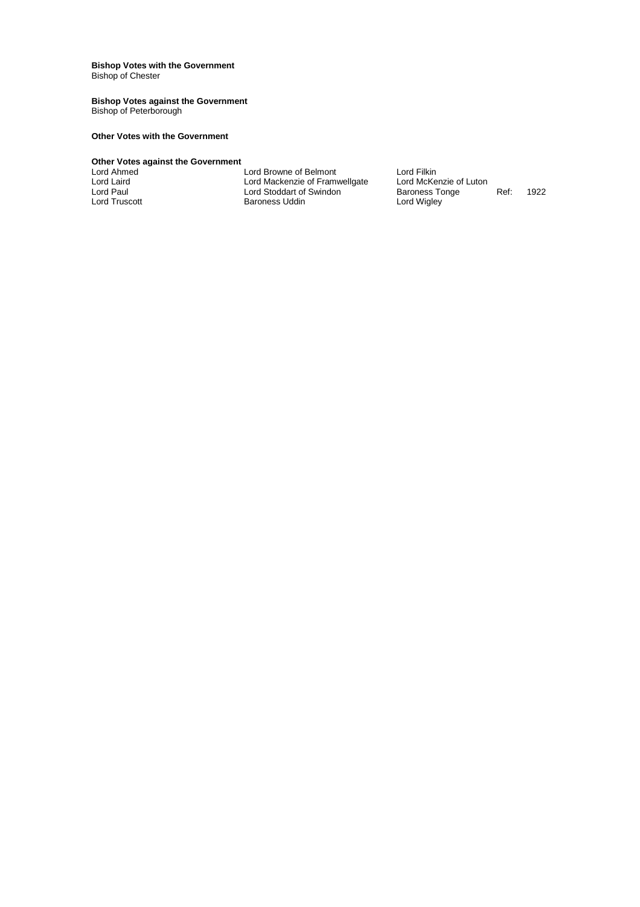**Bishop Votes with the Government**
Bishop of Chester

**Bishop Votes against the Government**
Bishop of Peterborough

**Other Votes with the Government**

**Other Votes against the Government**

| | | |
|---|---|---|
| Lord Ahmed | Lord Browne of Belmont | Lord Filkin |
| Lord Laird | Lord Mackenzie of Framwellgate | Lord McKenzie of Luton |
| Lord Paul | Lord Stoddart of Swindon | Baroness Tonge |
| Lord Truscott | Baroness Uddin | Lord Wigley |

Ref: 1922